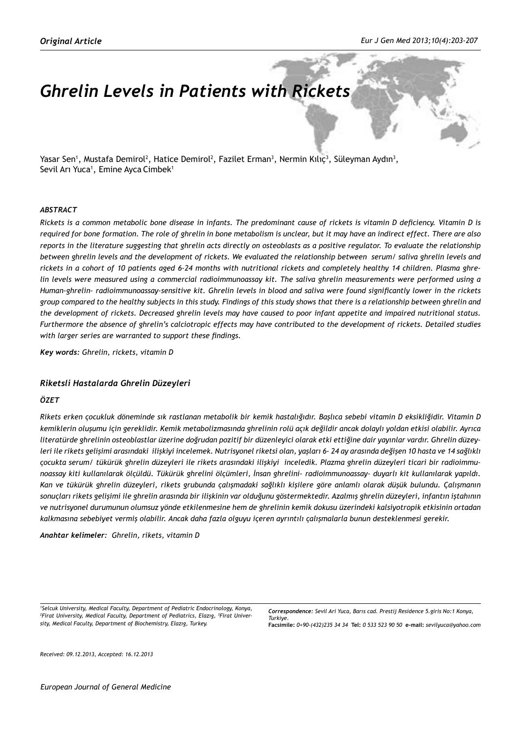*Original Article*

# Ghrelin Levels in Patients with Rickets

Yasar Sen[1], Mustafa Demirol[2], Hatice Demirol[2], Fazilet Erman[3], Nermin Kılıç[3], Süleyman Aydın[3], Sevil Arı Yuca[1], Emine Ayca Cimbek[1]

### *ABSTRACT*

*Rickets is a common metabolic bone disease in infants. The predominant cause of rickets is vitamin D deficiency. Vitamin D is required for bone formation. The role of ghrelin in bone metabolism is unclear, but it may have an indirect effect. There are also reports in the literature suggesting that ghrelin acts directly on osteoblasts as a positive regulator. To evaluate the relationship between ghrelin levels and the development of rickets. We evaluated the relationship between serum/ saliva ghrelin levels and rickets in a cohort of 10 patients aged 6-24 months with nutritional rickets and completely healthy 14 children. Plasma ghrelin levels were measured using a commercial radioimmunoassay kit. The saliva ghrelin measurements were performed using a Human-ghrelin- radioimmunoassay-sensitive kit. Ghrelin levels in blood and saliva were found significantly lower in the rickets group compared to the healthy subjects in this study. Findings of this study shows that there is a relationship between ghrelin and the development of rickets. Decreased ghrelin levels may have caused to poor infant appetite and impaired nutritional status. Furthermore the absence of ghrelin's calciotropic effects may have contributed to the development of rickets. Detailed studies with larger series are warranted to support these findings.*

***Key words:** Ghrelin, rickets, vitamin D*

## *Riketsli Hastalarda Ghrelin Düzeyleri*

### *ÖZET*

*Rikets erken çocukluk döneminde sık rastlanan metabolik bir kemik hastalığıdır. Başlıca sebebi vitamin D eksikliğidir. Vitamin D kemiklerin oluşumu için gereklidir. Kemik metabolizmasında ghrelinin rolü açık değildir ancak dolaylı yoldan etkisi olabilir. Ayrıca literatürde ghrelinin osteoblastlar üzerine doğrudan pozitif bir düzenleyici olarak etki ettiğine dair yayınlar vardır. Ghrelin düzeyleri ile rikets gelişimi arasındaki ilişkiyi incelemek. Nutrisyonel riketsi olan, yaşları 6- 24 ay arasında değişen 10 hasta ve 14 sağlıklı çocukta serum/ tükürük ghrelin düzeyleri ile rikets arasındaki ilişkiyi inceledik. Plazma ghrelin düzeyleri ticari bir radioimmunoassay kiti kullanılarak ölçüldü. Tükürük ghrelini ölçümleri, İnsan ghrelini- radioimmunoassay- duyarlı kit kullanılarak yapıldı. Kan ve tükürük ghrelin düzeyleri, rikets grubunda çalışmadaki sağlıklı kişilere göre anlamlı olarak düşük bulundu. Çalışmanın sonuçları rikets gelişimi ile ghrelin arasında bir ilişkinin var olduğunu göstermektedir. Azalmış ghrelin düzeyleri, infantın iştahının ve nutrisyonel durumunun olumsuz yönde etkilenmesine hem de ghrelinin kemik dokusu üzerindeki kalsiyotropik etkisinin ortadan kalkmasına sebebiyet vermiş olabilir. Ancak daha fazla olguyu içeren ayrıntılı çalışmalarla bunun desteklenmesi gerekir.*

***Anahtar kelimeler:** Ghrelin, rikets, vitamin D*

*[1]Selcuk University, Medical Faculty, Department of Pediatric Endocrinology, Konya, [2]Firat University, Medical Faculty, Department of Pediatrics, Elazıg, [3]Firat University, Medical Faculty, Department of Biochemistry, Elazıg, Turkey.*

***Correspondence:** Sevil Ari Yuca, Barıs cad. Prestij Residence 5.giris No:1 Konya, Turkiye.*
**Facsimile:** *0+90-(432)235 34 34* **Tel:** *0 533 523 90 50* **e-mail:** *sevilyuca@yahoo.com*

*Received: 09.12.2013, Accepted: 16.12.2013*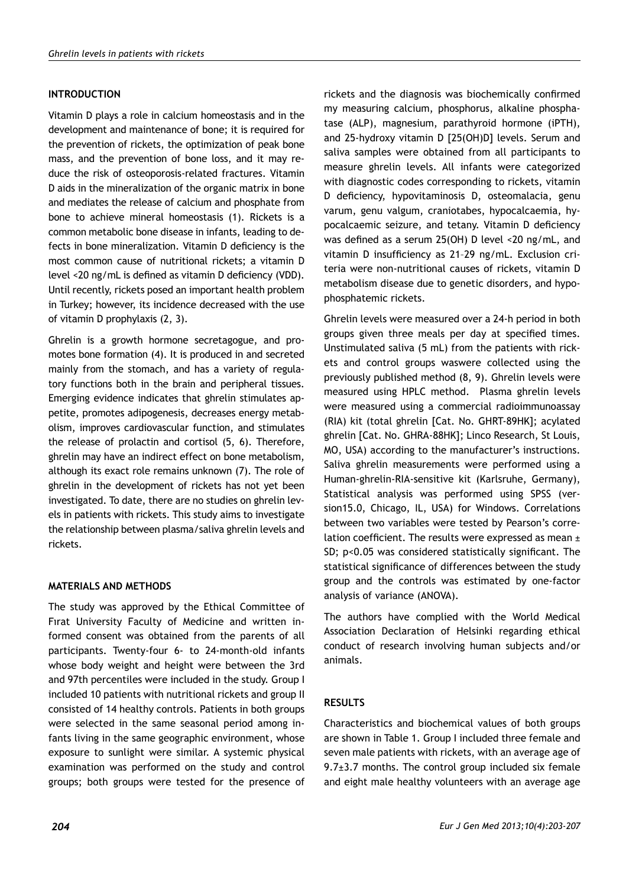## INTRODUCTION

Vitamin D plays a role in calcium homeostasis and in the development and maintenance of bone; it is required for the prevention of rickets, the optimization of peak bone mass, and the prevention of bone loss, and it may reduce the risk of osteoporosis-related fractures. Vitamin D aids in the mineralization of the organic matrix in bone and mediates the release of calcium and phosphate from bone to achieve mineral homeostasis (1). Rickets is a common metabolic bone disease in infants, leading to defects in bone mineralization. Vitamin D deficiency is the most common cause of nutritional rickets; a vitamin D level <20 ng/mL is defined as vitamin D deficiency (VDD). Until recently, rickets posed an important health problem in Turkey; however, its incidence decreased with the use of vitamin D prophylaxis (2, 3).

Ghrelin is a growth hormone secretagogue, and promotes bone formation (4). It is produced in and secreted mainly from the stomach, and has a variety of regulatory functions both in the brain and peripheral tissues. Emerging evidence indicates that ghrelin stimulates appetite, promotes adipogenesis, decreases energy metabolism, improves cardiovascular function, and stimulates the release of prolactin and cortisol (5, 6). Therefore, ghrelin may have an indirect effect on bone metabolism, although its exact role remains unknown (7). The role of ghrelin in the development of rickets has not yet been investigated. To date, there are no studies on ghrelin levels in patients with rickets. This study aims to investigate the relationship between plasma/saliva ghrelin levels and rickets.

## MATERIALS AND METHODS

The study was approved by the Ethical Committee of Fırat University Faculty of Medicine and written informed consent was obtained from the parents of all participants. Twenty-four 6- to 24-month-old infants whose body weight and height were between the 3rd and 97th percentiles were included in the study. Group I included 10 patients with nutritional rickets and group II consisted of 14 healthy controls. Patients in both groups were selected in the same seasonal period among infants living in the same geographic environment, whose exposure to sunlight were similar. A systemic physical examination was performed on the study and control groups; both groups were tested for the presence of rickets and the diagnosis was biochemically confirmed my measuring calcium, phosphorus, alkaline phosphatase (ALP), magnesium, parathyroid hormone (iPTH), and 25-hydroxy vitamin D [25(OH)D] levels. Serum and saliva samples were obtained from all participants to measure ghrelin levels. All infants were categorized with diagnostic codes corresponding to rickets, vitamin D deficiency, hypovitaminosis D, osteomalacia, genu varum, genu valgum, craniotabes, hypocalcaemia, hypocalcaemic seizure, and tetany. Vitamin D deficiency was defined as a serum 25(OH) D level <20 ng/mL, and vitamin D insufficiency as 21–29 ng/mL. Exclusion criteria were non-nutritional causes of rickets, vitamin D metabolism disease due to genetic disorders, and hypophosphatemic rickets.

Ghrelin levels were measured over a 24-h period in both groups given three meals per day at specified times. Unstimulated saliva (5 mL) from the patients with rickets and control groups waswere collected using the previously published method (8, 9). Ghrelin levels were measured using HPLC method. Plasma ghrelin levels were measured using a commercial radioimmunoassay (RIA) kit (total ghrelin [Cat. No. GHRT-89HK]; acylated ghrelin [Cat. No. GHRA-88HK]; Linco Research, St Louis, MO, USA) according to the manufacturer's instructions. Saliva ghrelin measurements were performed using a Human-ghrelin-RIA-sensitive kit (Karlsruhe, Germany), Statistical analysis was performed using SPSS (version15.0, Chicago, IL, USA) for Windows. Correlations between two variables were tested by Pearson's correlation coefficient. The results were expressed as mean ± SD; $p<0.05$ was considered statistically significant. The statistical significance of differences between the study group and the controls was estimated by one-factor analysis of variance (ANOVA).

The authors have complied with the World Medical Association Declaration of Helsinki regarding ethical conduct of research involving human subjects and/or animals.

## RESULTS

Characteristics and biochemical values of both groups are shown in Table 1. Group I included three female and seven male patients with rickets, with an average age of 9.7±3.7 months. The control group included six female and eight male healthy volunteers with an average age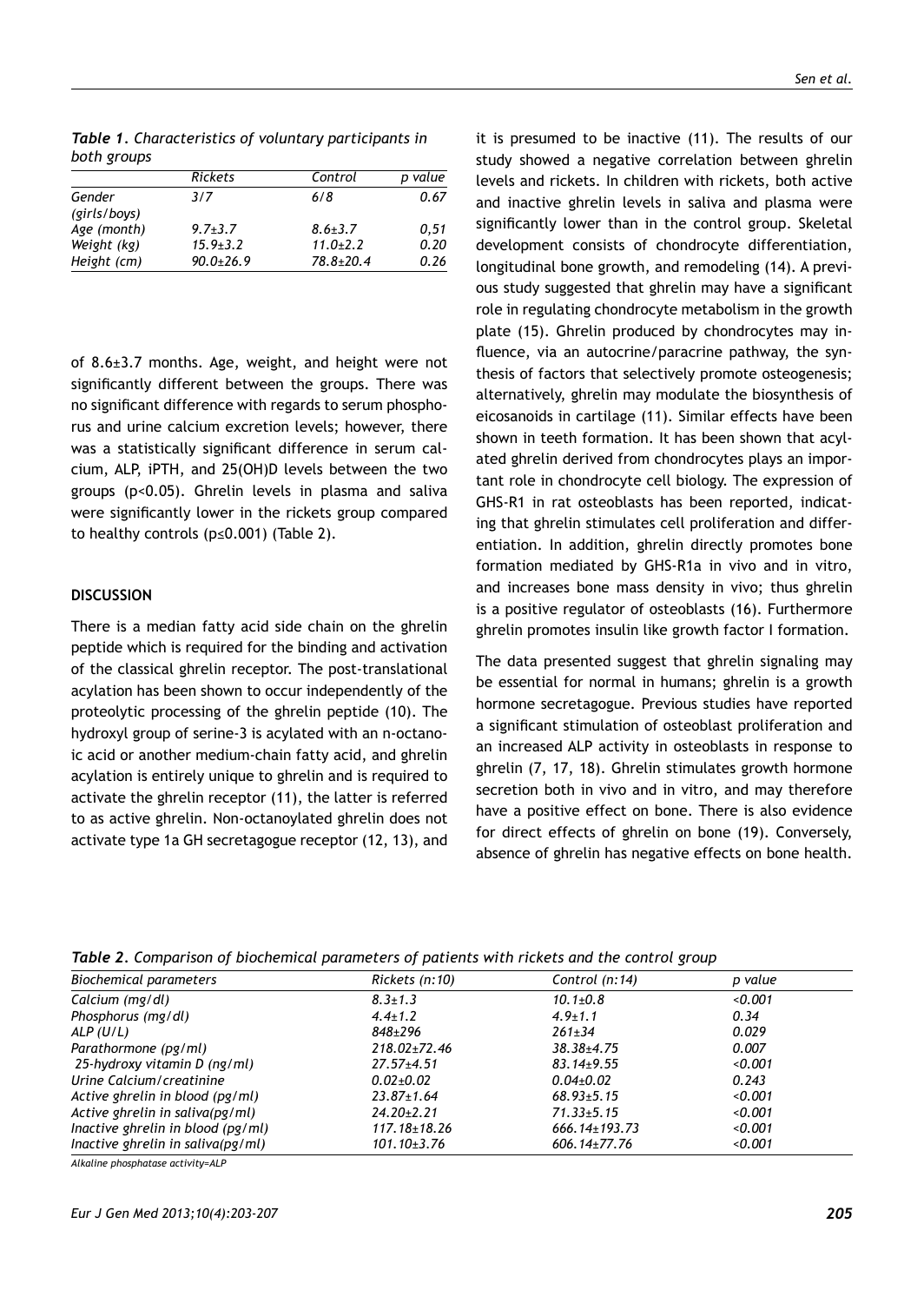*Table 1. Characteristics of voluntary participants in both groups*

| | Rickets | Control | p value |
|---|---|---|---|
| Gender (girls/boys) | 3/7 | 6/8 | 0.67 |
| Age (month) | 9.7±3.7 | 8.6±3.7 | 0,51 |
| Weight (kg) | 15.9±3.2 | 11.0±2.2 | 0.20 |
| Height (cm) | 90.0±26.9 | 78.8±20.4 | 0.26 |

of 8.6±3.7 months. Age, weight, and height were not significantly different between the groups. There was no significant difference with regards to serum phosphorus and urine calcium excretion levels; however, there was a statistically significant difference in serum calcium, ALP, iPTH, and 25(OH)D levels between the two groups ($p<0.05$). Ghrelin levels in plasma and saliva were significantly lower in the rickets group compared to healthy controls ($p\leq0.001$) (Table 2).

## DISCUSSION

There is a median fatty acid side chain on the ghrelin peptide which is required for the binding and activation of the classical ghrelin receptor. The post-translational acylation has been shown to occur independently of the proteolytic processing of the ghrelin peptide (10). The hydroxyl group of serine-3 is acylated with an n-octanoic acid or another medium-chain fatty acid, and ghrelin acylation is entirely unique to ghrelin and is required to activate the ghrelin receptor (11), the latter is referred to as active ghrelin. Non-octanoylated ghrelin does not activate type 1a GH secretagogue receptor (12, 13), and it is presumed to be inactive (11). The results of our study showed a negative correlation between ghrelin levels and rickets. In children with rickets, both active and inactive ghrelin levels in saliva and plasma were significantly lower than in the control group. Skeletal development consists of chondrocyte differentiation, longitudinal bone growth, and remodeling (14). A previous study suggested that ghrelin may have a significant role in regulating chondrocyte metabolism in the growth plate (15). Ghrelin produced by chondrocytes may influence, via an autocrine/paracrine pathway, the synthesis of factors that selectively promote osteogenesis; alternatively, ghrelin may modulate the biosynthesis of eicosanoids in cartilage (11). Similar effects have been shown in teeth formation. It has been shown that acylated ghrelin derived from chondrocytes plays an important role in chondrocyte cell biology. The expression of GHS-R1 in rat osteoblasts has been reported, indicating that ghrelin stimulates cell proliferation and differentiation. In addition, ghrelin directly promotes bone formation mediated by GHS-R1a in vivo and in vitro, and increases bone mass density in vivo; thus ghrelin is a positive regulator of osteoblasts (16). Furthermore ghrelin promotes insulin like growth factor I formation.

The data presented suggest that ghrelin signaling may be essential for normal in humans; ghrelin is a growth hormone secretagogue. Previous studies have reported a significant stimulation of osteoblast proliferation and an increased ALP activity in osteoblasts in response to ghrelin (7, 17, 18). Ghrelin stimulates growth hormone secretion both in vivo and in vitro, and may therefore have a positive effect on bone. There is also evidence for direct effects of ghrelin on bone (19). Conversely, absence of ghrelin has negative effects on bone health.

*Table 2. Comparison of biochemical parameters of patients with rickets and the control group*

| Biochemical parameters | Rickets (n:10) | Control (n:14) | p value |
|---|---|---|---|
| Calcium (mg/dl) | 8.3±1.3 | 10.1±0.8 | <0.001 |
| Phosphorus (mg/dl) | 4.4±1.2 | 4.9±1.1 | 0.34 |
| ALP (U/L) | 848±296 | 261±34 | 0.029 |
| Parathormone (pg/ml) | 218.02±72.46 | 38.38±4.75 | 0.007 |
| 25-hydroxy vitamin D (ng/ml) | 27.57±4.51 | 83.14±9.55 | <0.001 |
| Urine Calcium/creatinine | 0.02±0.02 | 0.04±0.02 | 0.243 |
| Active ghrelin in blood (pg/ml) | 23.87±1.64 | 68.93±5.15 | <0.001 |
| Active ghrelin in saliva(pg/ml) | 24.20±2.21 | 71.33±5.15 | <0.001 |
| Inactive ghrelin in blood (pg/ml) | 117.18±18.26 | 666.14±193.73 | <0.001 |
| Inactive ghrelin in saliva(pg/ml) | 101.10±3.76 | 606.14±77.76 | <0.001 |

*Alkaline phosphatase activity=ALP*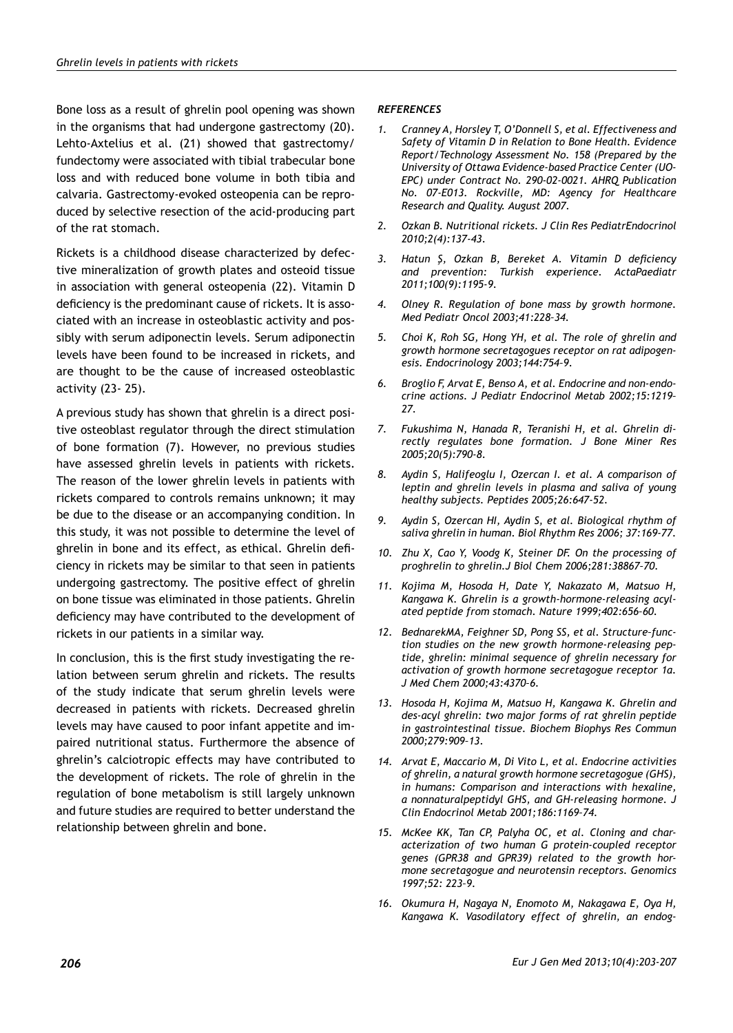Bone loss as a result of ghrelin pool opening was shown in the organisms that had undergone gastrectomy (20). Lehto-Axtelius et al. (21) showed that gastrectomy/ fundectomy were associated with tibial trabecular bone loss and with reduced bone volume in both tibia and calvaria. Gastrectomy-evoked osteopenia can be reproduced by selective resection of the acid-producing part of the rat stomach.

Rickets is a childhood disease characterized by defective mineralization of growth plates and osteoid tissue in association with general osteopenia (22). Vitamin D deficiency is the predominant cause of rickets. It is associated with an increase in osteoblastic activity and possibly with serum adiponectin levels. Serum adiponectin levels have been found to be increased in rickets, and are thought to be the cause of increased osteoblastic activity (23- 25).

A previous study has shown that ghrelin is a direct positive osteoblast regulator through the direct stimulation of bone formation (7). However, no previous studies have assessed ghrelin levels in patients with rickets. The reason of the lower ghrelin levels in patients with rickets compared to controls remains unknown; it may be due to the disease or an accompanying condition. In this study, it was not possible to determine the level of ghrelin in bone and its effect, as ethical. Ghrelin deficiency in rickets may be similar to that seen in patients undergoing gastrectomy. The positive effect of ghrelin on bone tissue was eliminated in those patients. Ghrelin deficiency may have contributed to the development of rickets in our patients in a similar way.

In conclusion, this is the first study investigating the relation between serum ghrelin and rickets. The results of the study indicate that serum ghrelin levels were decreased in patients with rickets. Decreased ghrelin levels may have caused to poor infant appetite and impaired nutritional status. Furthermore the absence of ghrelin's calciotropic effects may have contributed to the development of rickets. The role of ghrelin in the regulation of bone metabolism is still largely unknown and future studies are required to better understand the relationship between ghrelin and bone.

### *REFERENCES*

1. *Cranney A, Horsley T, O'Donnell S, et al. Effectiveness and Safety of Vitamin D in Relation to Bone Health. Evidence Report/Technology Assessment No. 158 (Prepared by the University of Ottawa Evidence-based Practice Center (UO-EPC) under Contract No. 290-02-0021. AHRQ Publication No. 07-E013. Rockville, MD: Agency for Healthcare Research and Quality. August 2007.*
2. *Ozkan B. Nutritional rickets. J Clin Res PediatrEndocrinol 2010;2(4):137-43.*
3. *Hatun Ş, Ozkan B, Bereket A. Vitamin D deficiency and prevention: Turkish experience. ActaPaediatr 2011;100(9):1195-9.*
4. *Olney R. Regulation of bone mass by growth hormone. Med Pediatr Oncol 2003;41:228-34.*
5. *Choi K, Roh SG, Hong YH, et al. The role of ghrelin and growth hormone secretagogues receptor on rat adipogenesis. Endocrinology 2003;144:754-9.*
6. *Broglio F, Arvat E, Benso A, et al. Endocrine and non-endocrine actions. J Pediatr Endocrinol Metab 2002;15:1219-27.*
7. *Fukushima N, Hanada R, Teranishi H, et al. Ghrelin directly regulates bone formation. J Bone Miner Res 2005;20(5):790-8.*
8. *Aydin S, Halifeoglu I, Ozercan I. et al. A comparison of leptin and ghrelin levels in plasma and saliva of young healthy subjects. Peptides 2005;26:647-52.*
9. *Aydin S, Ozercan HI, Aydin S, et al. Biological rhythm of saliva ghrelin in human. Biol Rhythm Res 2006; 37:169-77.*
10. *Zhu X, Cao Y, Voodg K, Steiner DF. On the processing of proghrelin to ghrelin.J Biol Chem 2006;281:38867-70.*
11. *Kojima M, Hosoda H, Date Y, Nakazato M, Matsuo H, Kangawa K. Ghrelin is a growth-hormone-releasing acylated peptide from stomach. Nature 1999;402:656-60.*
12. *BednarekMA, Feighner SD, Pong SS, et al. Structure-function studies on the new growth hormone-releasing peptide, ghrelin: minimal sequence of ghrelin necessary for activation of growth hormone secretagogue receptor 1a. J Med Chem 2000;43:4370-6.*
13. *Hosoda H, Kojima M, Matsuo H, Kangawa K. Ghrelin and des-acyl ghrelin: two major forms of rat ghrelin peptide in gastrointestinal tissue. Biochem Biophys Res Commun 2000;279:909-13.*
14. *Arvat E, Maccario M, Di Vito L, et al. Endocrine activities of ghrelin, a natural growth hormone secretagogue (GHS), in humans: Comparison and interactions with hexaline, a nonnaturalpeptidyl GHS, and GH-releasing hormone. J Clin Endocrinol Metab 2001;186:1169-74.*
15. *McKee KK, Tan CP, Palyha OC, et al. Cloning and characterization of two human G protein-coupled receptor genes (GPR38 and GPR39) related to the growth hormone secretagogue and neurotensin receptors. Genomics 1997;52: 223-9.*
16. *Okumura H, Nagaya N, Enomoto M, Nakagawa E, Oya H, Kangawa K. Vasodilatory effect of ghrelin, an endog-*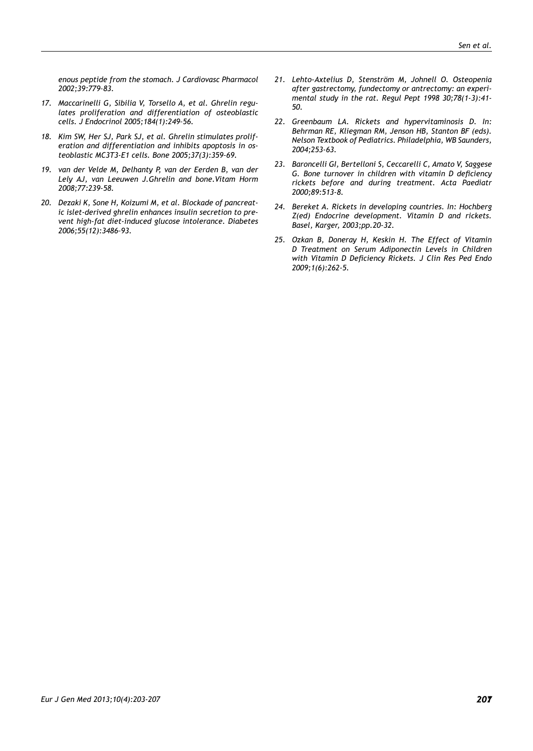enous peptide from the stomach. J Cardiovasc Pharmacol 2002;39:779-83.

17. Maccarinelli G, Sibilia V, Torsello A, et al. Ghrelin regulates proliferation and differentiation of osteoblastic cells. J Endocrinol 2005;184(1):249-56.

18. Kim SW, Her SJ, Park SJ, et al. Ghrelin stimulates proliferation and differentiation and inhibits apoptosis in osteoblastic MC3T3-E1 cells. Bone 2005;37(3):359-69.

19. van der Velde M, Delhanty P, van der Eerden B, van der Lely AJ, van Leeuwen J.Ghrelin and bone.Vitam Horm 2008;77:239-58.

20. Dezaki K, Sone H, Koizumi M, et al. Blockade of pancreatic islet-derived ghrelin enhances insulin secretion to prevent high-fat diet-induced glucose intolerance. Diabetes 2006;55(12):3486-93.

21. Lehto-Axtelius D, Stenström M, Johnell O. Osteopenia after gastrectomy, fundectomy or antrectomy: an experimental study in the rat. Regul Pept 1998 30;78(1-3):41-50.

22. Greenbaum LA. Rickets and hypervitaminosis D. In: Behrman RE, Kliegman RM, Jenson HB, Stanton BF (eds). Nelson Textbook of Pediatrics. Philadelphia, WB Saunders, 2004;253-63.

23. Baroncelli GI, Bertelloni S, Ceccarelli C, Amato V, Saggese G. Bone turnover in children with vitamin D deficiency rickets before and during treatment. Acta Paediatr 2000;89:513-8.

24. Bereket A. Rickets in developing countries. In: Hochberg Z(ed) Endocrine development. Vitamin D and rickets. Basel, Karger, 2003;pp.20-32.

25. Ozkan B, Doneray H, Keskin H. The Effect of Vitamin D Treatment on Serum Adiponectin Levels in Children with Vitamin D Deficiency Rickets. J Clin Res Ped Endo 2009;1(6):262-5.